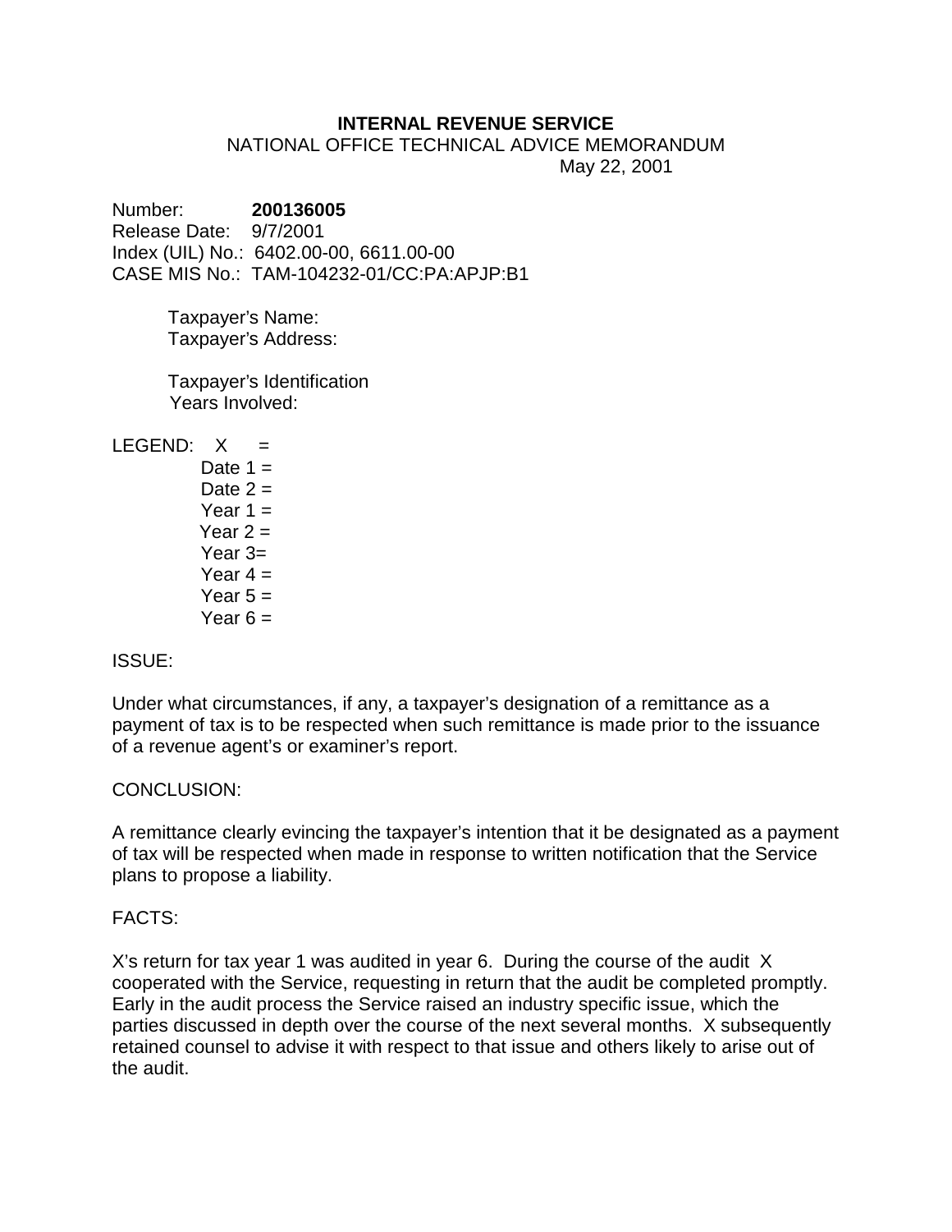**INTERNAL REVENUE SERVICE**

NATIONAL OFFICE TECHNICAL ADVICE MEMORANDUM

May 22, 2001

Number: **200136005**
Release Date: 9/7/2001
Index (UIL) No.: 6402.00-00, 6611.00-00
CASE MIS No.: TAM-104232-01/CC:PA:APJP:B1

Taxpayer's Name:
Taxpayer's Address:

Taxpayer's Identification
Years Involved:

LEGEND: X =
Date 1 =
Date 2 =
Year 1 =
Year 2 =
Year 3=
Year 4 =
Year 5 =
Year 6 =

ISSUE:

Under what circumstances, if any, a taxpayer's designation of a remittance as a payment of tax is to be respected when such remittance is made prior to the issuance of a revenue agent's or examiner's report.

CONCLUSION:

A remittance clearly evincing the taxpayer's intention that it be designated as a payment of tax will be respected when made in response to written notification that the Service plans to propose a liability.

FACTS:

X's return for tax year 1 was audited in year 6. During the course of the audit X cooperated with the Service, requesting in return that the audit be completed promptly. Early in the audit process the Service raised an industry specific issue, which the parties discussed in depth over the course of the next several months. X subsequently retained counsel to advise it with respect to that issue and others likely to arise out of the audit.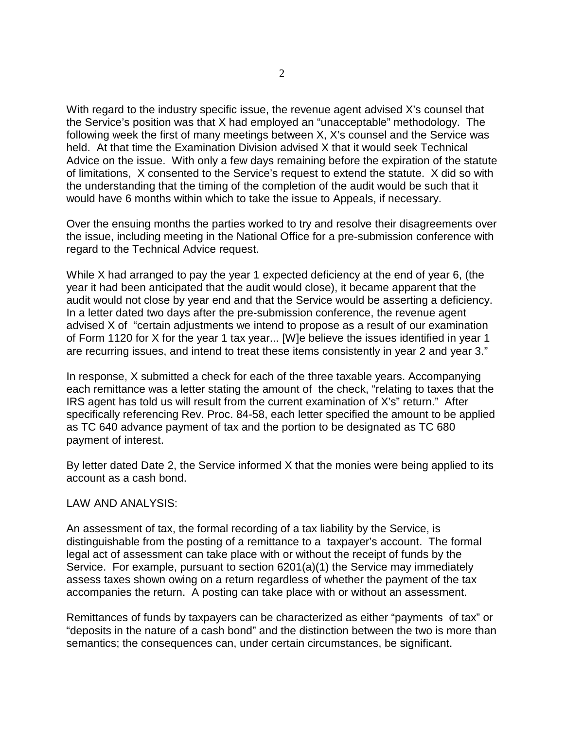With regard to the industry specific issue, the revenue agent advised X's counsel that the Service's position was that X had employed an "unacceptable" methodology. The following week the first of many meetings between X, X's counsel and the Service was held. At that time the Examination Division advised X that it would seek Technical Advice on the issue. With only a few days remaining before the expiration of the statute of limitations, X consented to the Service's request to extend the statute. X did so with the understanding that the timing of the completion of the audit would be such that it would have 6 months within which to take the issue to Appeals, if necessary.

Over the ensuing months the parties worked to try and resolve their disagreements over the issue, including meeting in the National Office for a pre-submission conference with regard to the Technical Advice request.

While X had arranged to pay the year 1 expected deficiency at the end of year 6, (the year it had been anticipated that the audit would close), it became apparent that the audit would not close by year end and that the Service would be asserting a deficiency. In a letter dated two days after the pre-submission conference, the revenue agent advised X of "certain adjustments we intend to propose as a result of our examination of Form 1120 for X for the year 1 tax year... [W]e believe the issues identified in year 1 are recurring issues, and intend to treat these items consistently in year 2 and year 3."

In response, X submitted a check for each of the three taxable years. Accompanying each remittance was a letter stating the amount of the check, "relating to taxes that the IRS agent has told us will result from the current examination of X's" return." After specifically referencing Rev. Proc. 84-58, each letter specified the amount to be applied as TC 640 advance payment of tax and the portion to be designated as TC 680 payment of interest.

By letter dated Date 2, the Service informed X that the monies were being applied to its account as a cash bond.

LAW AND ANALYSIS:

An assessment of tax, the formal recording of a tax liability by the Service, is distinguishable from the posting of a remittance to a taxpayer's account. The formal legal act of assessment can take place with or without the receipt of funds by the Service. For example, pursuant to section 6201(a)(1) the Service may immediately assess taxes shown owing on a return regardless of whether the payment of the tax accompanies the return. A posting can take place with or without an assessment.

Remittances of funds by taxpayers can be characterized as either "payments of tax" or "deposits in the nature of a cash bond" and the distinction between the two is more than semantics; the consequences can, under certain circumstances, be significant.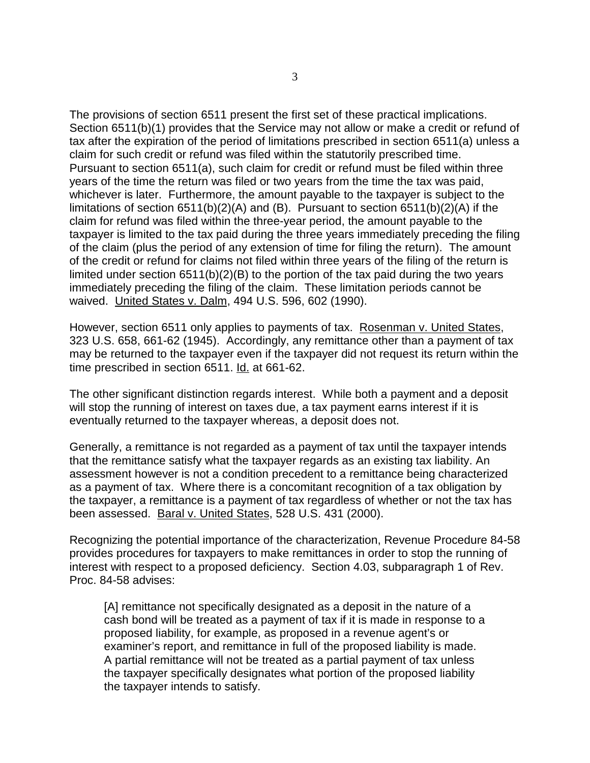The provisions of section 6511 present the first set of these practical implications. Section 6511(b)(1) provides that the Service may not allow or make a credit or refund of tax after the expiration of the period of limitations prescribed in section 6511(a) unless a claim for such credit or refund was filed within the statutorily prescribed time. Pursuant to section 6511(a), such claim for credit or refund must be filed within three years of the time the return was filed or two years from the time the tax was paid, whichever is later. Furthermore, the amount payable to the taxpayer is subject to the limitations of section 6511(b)(2)(A) and (B). Pursuant to section 6511(b)(2)(A) if the claim for refund was filed within the three-year period, the amount payable to the taxpayer is limited to the tax paid during the three years immediately preceding the filing of the claim (plus the period of any extension of time for filing the return). The amount of the credit or refund for claims not filed within three years of the filing of the return is limited under section 6511(b)(2)(B) to the portion of the tax paid during the two years immediately preceding the filing of the claim. These limitation periods cannot be waived. United States v. Dalm, 494 U.S. 596, 602 (1990).

However, section 6511 only applies to payments of tax. Rosenman v. United States, 323 U.S. 658, 661-62 (1945). Accordingly, any remittance other than a payment of tax may be returned to the taxpayer even if the taxpayer did not request its return within the time prescribed in section 6511. Id. at 661-62.

The other significant distinction regards interest. While both a payment and a deposit will stop the running of interest on taxes due, a tax payment earns interest if it is eventually returned to the taxpayer whereas, a deposit does not.

Generally, a remittance is not regarded as a payment of tax until the taxpayer intends that the remittance satisfy what the taxpayer regards as an existing tax liability. An assessment however is not a condition precedent to a remittance being characterized as a payment of tax. Where there is a concomitant recognition of a tax obligation by the taxpayer, a remittance is a payment of tax regardless of whether or not the tax has been assessed. Baral v. United States, 528 U.S. 431 (2000).

Recognizing the potential importance of the characterization, Revenue Procedure 84-58 provides procedures for taxpayers to make remittances in order to stop the running of interest with respect to a proposed deficiency. Section 4.03, subparagraph 1 of Rev. Proc. 84-58 advises:

> [A] remittance not specifically designated as a deposit in the nature of a cash bond will be treated as a payment of tax if it is made in response to a proposed liability, for example, as proposed in a revenue agent's or examiner's report, and remittance in full of the proposed liability is made. A partial remittance will not be treated as a partial payment of tax unless the taxpayer specifically designates what portion of the proposed liability the taxpayer intends to satisfy.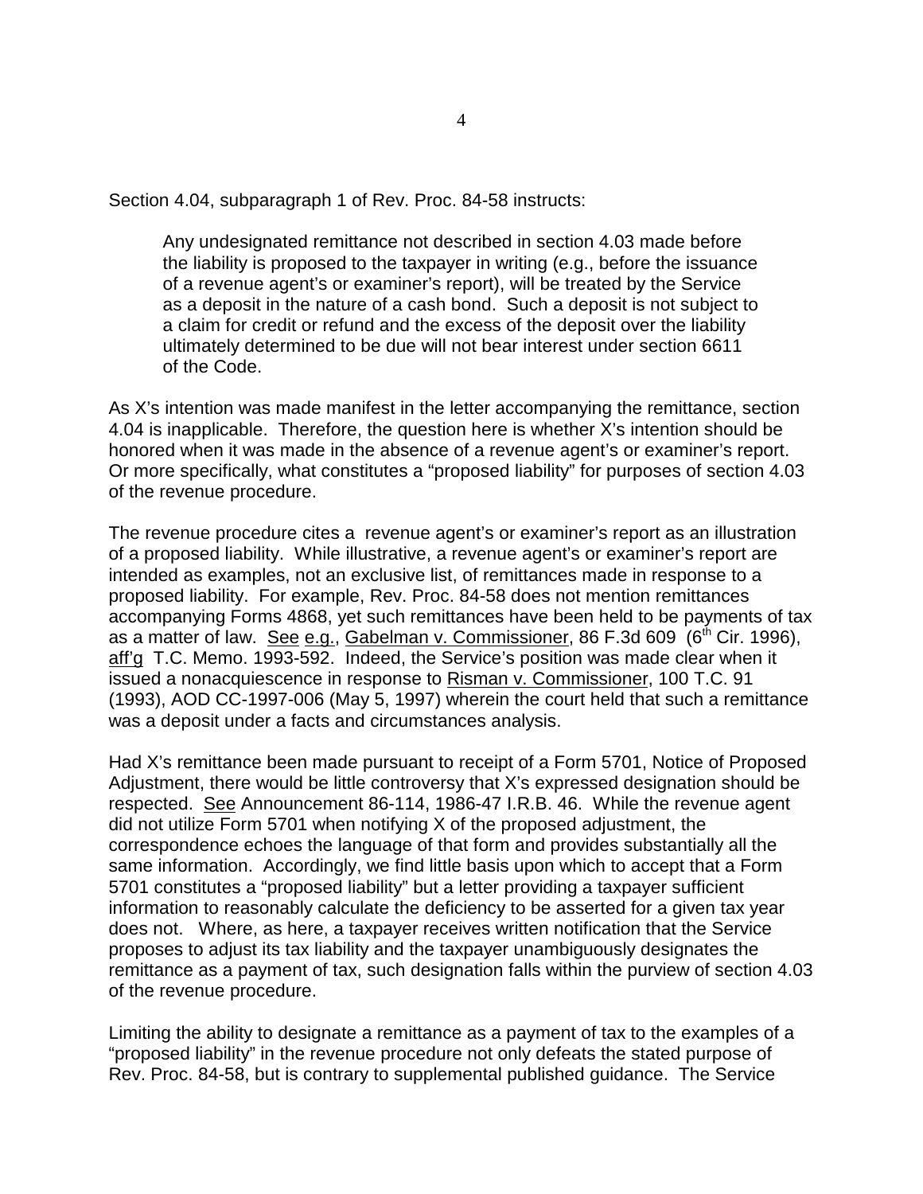Section 4.04, subparagraph 1 of Rev. Proc. 84-58 instructs:

> Any undesignated remittance not described in section 4.03 made before the liability is proposed to the taxpayer in writing (e.g., before the issuance of a revenue agent's or examiner's report), will be treated by the Service as a deposit in the nature of a cash bond. Such a deposit is not subject to a claim for credit or refund and the excess of the deposit over the liability ultimately determined to be due will not bear interest under section 6611 of the Code.

As X's intention was made manifest in the letter accompanying the remittance, section 4.04 is inapplicable. Therefore, the question here is whether X's intention should be honored when it was made in the absence of a revenue agent's or examiner's report. Or more specifically, what constitutes a "proposed liability" for purposes of section 4.03 of the revenue procedure.

The revenue procedure cites a revenue agent's or examiner's report as an illustration of a proposed liability. While illustrative, a revenue agent's or examiner's report are intended as examples, not an exclusive list, of remittances made in response to a proposed liability. For example, Rev. Proc. 84-58 does not mention remittances accompanying Forms 4868, yet such remittances have been held to be payments of tax as a matter of law. See e.g., Gabelman v. Commissioner, 86 F.3d 609 (6th Cir. 1996), aff'g T.C. Memo. 1993-592. Indeed, the Service's position was made clear when it issued a nonacquiescence in response to Risman v. Commissioner, 100 T.C. 91 (1993), AOD CC-1997-006 (May 5, 1997) wherein the court held that such a remittance was a deposit under a facts and circumstances analysis.

Had X's remittance been made pursuant to receipt of a Form 5701, Notice of Proposed Adjustment, there would be little controversy that X's expressed designation should be respected. See Announcement 86-114, 1986-47 I.R.B. 46. While the revenue agent did not utilize Form 5701 when notifying X of the proposed adjustment, the correspondence echoes the language of that form and provides substantially all the same information. Accordingly, we find little basis upon which to accept that a Form 5701 constitutes a "proposed liability" but a letter providing a taxpayer sufficient information to reasonably calculate the deficiency to be asserted for a given tax year does not. Where, as here, a taxpayer receives written notification that the Service proposes to adjust its tax liability and the taxpayer unambiguously designates the remittance as a payment of tax, such designation falls within the purview of section 4.03 of the revenue procedure.

Limiting the ability to designate a remittance as a payment of tax to the examples of a "proposed liability" in the revenue procedure not only defeats the stated purpose of Rev. Proc. 84-58, but is contrary to supplemental published guidance. The Service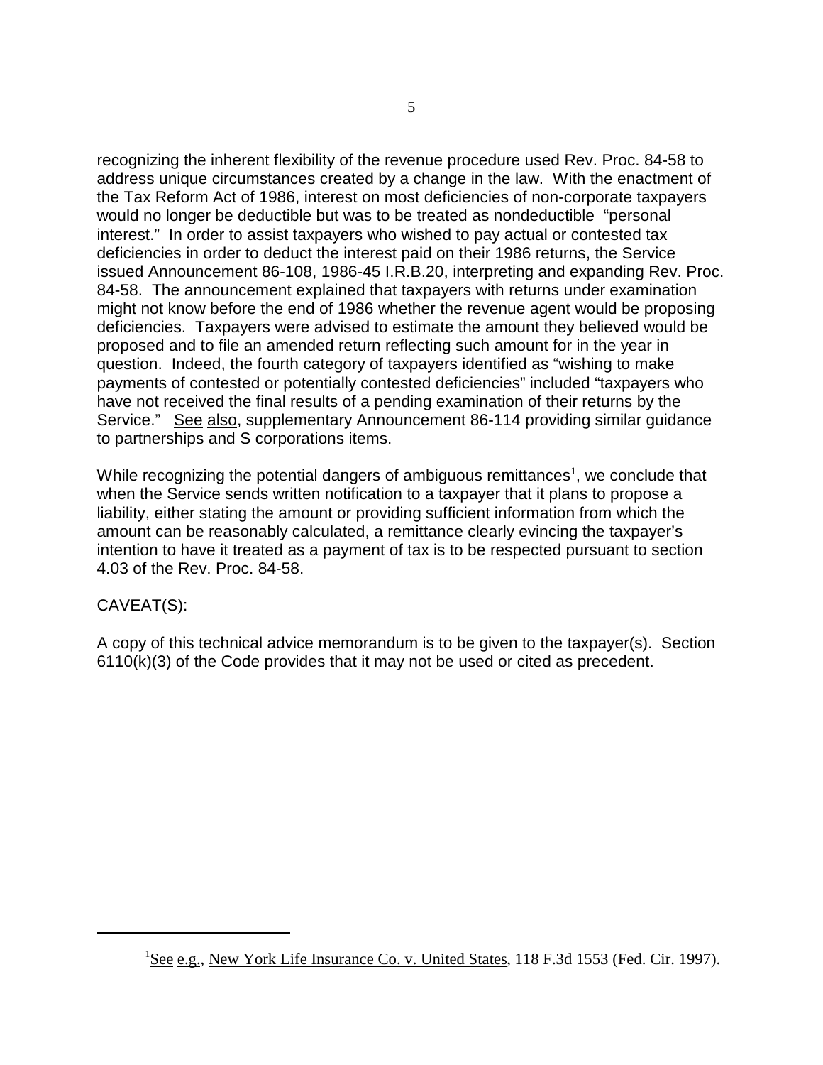recognizing the inherent flexibility of the revenue procedure used Rev. Proc. 84-58 to address unique circumstances created by a change in the law. With the enactment of the Tax Reform Act of 1986, interest on most deficiencies of non-corporate taxpayers would no longer be deductible but was to be treated as nondeductible "personal interest." In order to assist taxpayers who wished to pay actual or contested tax deficiencies in order to deduct the interest paid on their 1986 returns, the Service issued Announcement 86-108, 1986-45 I.R.B.20, interpreting and expanding Rev. Proc. 84-58. The announcement explained that taxpayers with returns under examination might not know before the end of 1986 whether the revenue agent would be proposing deficiencies. Taxpayers were advised to estimate the amount they believed would be proposed and to file an amended return reflecting such amount for in the year in question. Indeed, the fourth category of taxpayers identified as "wishing to make payments of contested or potentially contested deficiencies" included "taxpayers who have not received the final results of a pending examination of their returns by the Service." See also, supplementary Announcement 86-114 providing similar guidance to partnerships and S corporations items.

While recognizing the potential dangers of ambiguous remittances[1], we conclude that when the Service sends written notification to a taxpayer that it plans to propose a liability, either stating the amount or providing sufficient information from which the amount can be reasonably calculated, a remittance clearly evincing the taxpayer's intention to have it treated as a payment of tax is to be respected pursuant to section 4.03 of the Rev. Proc. 84-58.

CAVEAT(S):

A copy of this technical advice memorandum is to be given to the taxpayer(s). Section 6110(k)(3) of the Code provides that it may not be used or cited as precedent.

---

[1] See e.g., New York Life Insurance Co. v. United States, 118 F.3d 1553 (Fed. Cir. 1997).